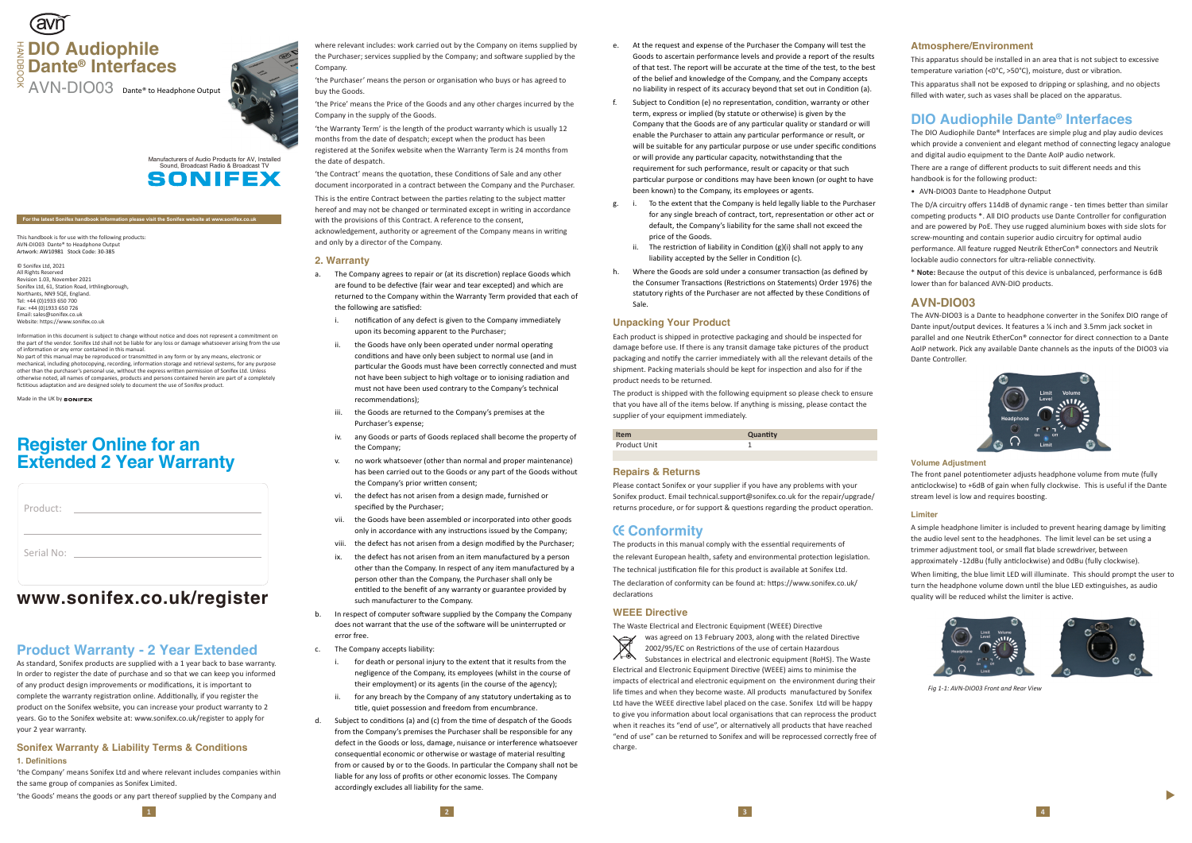# DIO Audiophile Dante® Interfaces

AVN-DIO03 Dante® to Headphone Output

HANDBOOK

Manufacturers of Audio Products for AV, Installed Sound, Broadcast Radio & Broadcast TV

SONIFEX

For the latest Sonifex handbook information please visit the Sonifex website at www.sonifex.co.uk

This handbook is for use with the following products:
AVN-DIO03 Dante® to Headphone Output
Artwork: AW10981 Stock Code: 30-385

© Sonifex Ltd, 2021
All Rights Reserved
Revision 1.03, November 2021
Sonifex Ltd, 61, Station Road, Irthlingborough,
Northants, NN9 5QE, England.
Tel: +44 (0)1933 650 700
Fax: +44 (0)1933 650 726
Email: sales@sonifex.co.uk
Website: https://www.sonifex.co.uk

Information in this document is subject to change without notice and does not represent a commitment on the part of the vendor. Sonifex Ltd shall not be liable for any loss or damage whatsoever arising from the use of information or any error contained in this manual.
No part of this manual may be reproduced or transmitted in any form or by any means, electronic or mechanical, including photocopying, recording, information storage and retrieval systems, for any purpose other than the purchaser's personal use, without the express written permission of Sonifex Ltd. Unless otherwise noted, all names of companies, products and persons contained herein are part of a completely fictitious adaptation and are designed solely to document the use of Sonifex product.

Made in the UK by SONIFEX

## Register Online for an Extended 2 Year Warranty

Product: ________________________________

Serial No: ______________________________

## www.sonifex.co.uk/register

## Product Warranty - 2 Year Extended

As standard, Sonifex products are supplied with a 1 year back to base warranty. In order to register the date of purchase and so that we can keep you informed of any product design improvements or modifications, it is important to complete the warranty registration online. Additionally, if you register the product on the Sonifex website, you can increase your product warranty to 2 years. Go to the Sonifex website at: www.sonifex.co.uk/register to apply for your 2 year warranty.

### Sonifex Warranty & Liability Terms & Conditions

#### 1. Definitions

'the Company' means Sonifex Ltd and where relevant includes companies within the same group of companies as Sonifex Limited.

'the Goods' means the goods or any part thereof supplied by the Company and where relevant includes: work carried out by the Company on items supplied by the Purchaser; services supplied by the Company; and software supplied by the Company.

'the Purchaser' means the person or organisation who buys or has agreed to buy the Goods.

'the Price' means the Price of the Goods and any other charges incurred by the Company in the supply of the Goods.

'the Warranty Term' is the length of the product warranty which is usually 12 months from the date of despatch; except when the product has been registered at the Sonifex website when the Warranty Term is 24 months from the date of despatch.

'the Contract' means the quotation, these Conditions of Sale and any other document incorporated in a contract between the Company and the Purchaser.

This is the entire Contract between the parties relating to the subject matter hereof and may not be changed or terminated except in writing in accordance with the provisions of this Contract. A reference to the consent, acknowledgement, authority or agreement of the Company means in writing and only by a director of the Company.

#### 2. Warranty

a. The Company agrees to repair or (at its discretion) replace Goods which are found to be defective (fair wear and tear excepted) and which are returned to the Company within the Warranty Term provided that each of the following are satisfied:

   i. notification of any defect is given to the Company immediately upon its becoming apparent to the Purchaser;

   ii. the Goods have only been operated under normal operating conditions and have only been subject to normal use (and in particular the Goods must have been correctly connected and must not have been subject to high voltage or to ionising radiation and must not have been used contrary to the Company's technical recommendations);

   iii. the Goods are returned to the Company's premises at the Purchaser's expense;

   iv. any Goods or parts of Goods replaced shall become the property of the Company;

   v. no work whatsoever (other than normal and proper maintenance) has been carried out to the Goods or any part of the Goods without the Company's prior written consent;

   vi. the defect has not arisen from a design made, furnished or specified by the Purchaser;

   vii. the Goods have been assembled or incorporated into other goods only in accordance with any instructions issued by the Company;

   viii. the defect has not arisen from a design modified by the Purchaser;

   ix. the defect has not arisen from an item manufactured by a person other than the Company. In respect of any item manufactured by a person other than the Company, the Purchaser shall only be entitled to the benefit of any warranty or guarantee provided by such manufacturer to the Company.

b. In respect of computer software supplied by the Company the Company does not warrant that the use of the software will be uninterrupted or error free.

c. The Company accepts liability:

   i. for death or personal injury to the extent that it results from the negligence of the Company, its employees (whilst in the course of their employment) or its agents (in the course of the agency);

   ii. for any breach by the Company of any statutory undertaking as to title, quiet possession and freedom from encumbrance.

d. Subject to conditions (a) and (c) from the time of despatch of the Goods from the Company's premises the Purchaser shall be responsible for any defect in the Goods or loss, damage, nuisance or interference whatsoever consequential economic or otherwise or wastage of material resulting from or caused by or to the Goods. In particular the Company shall not be liable for any loss of profits or other economic losses. The Company accordingly excludes all liability for the same.

e. At the request and expense of the Purchaser the Company will test the Goods to ascertain performance levels and provide a report of the results of that test. The report will be accurate at the time of the test, to the best of the belief and knowledge of the Company, and the Company accepts no liability in respect of its accuracy beyond that set out in Condition (a).

f. Subject to Condition (e) no representation, condition, warranty or other term, express or implied (by statute or otherwise) is given by the Company that the Goods are of any particular quality or standard or will enable the Purchaser to attain any particular performance or result, or will be suitable for any particular purpose or use under specific conditions or will provide any particular capacity, notwithstanding that the requirement for such performance, result or capacity or that such particular purpose or conditions may have been known (or ought to have been known) to the Company, its employees or agents.

g. i. To the extent that the Company is held legally liable to the Purchaser for any single breach of contract, tort, representation or other act or default, the Company's liability for the same shall not exceed the price of the Goods.

   ii. The restriction of liability in Condition (g)(i) shall not apply to any liability accepted by the Seller in Condition (c).

h. Where the Goods are sold under a consumer transaction (as defined by the Consumer Transactions (Restrictions on Statements) Order 1976) the statutory rights of the Purchaser are not affected by these Conditions of Sale.

### Unpacking Your Product

Each product is shipped in protective packaging and should be inspected for damage before use. If there is any transit damage take pictures of the product packaging and notify the carrier immediately with all the relevant details of the shipment. Packing materials should be kept for inspection and also for if the product needs to be returned.

The product is shipped with the following equipment so please check to ensure that you have all of the items below. If anything is missing, please contact the supplier of your equipment immediately.

| Item | Quantity |
|---|---|
| Product Unit | 1 |

### Repairs & Returns

Please contact Sonifex or your supplier if you have any problems with your Sonifex product. Email technical.support@sonifex.co.uk for the repair/upgrade/returns procedure, or for support & questions regarding the product operation.

## CE Conformity

The products in this manual comply with the essential requirements of the relevant European health, safety and environmental protection legislation.

The technical justification file for this product is available at Sonifex Ltd.

The declaration of conformity can be found at: https://www.sonifex.co.uk/declarations

### WEEE Directive

The Waste Electrical and Electronic Equipment (WEEE) Directive was agreed on 13 February 2003, along with the related Directive 2002/95/EC on Restrictions of the use of certain Hazardous Substances in electrical and electronic equipment (RoHS). The Waste Electrical and Electronic Equipment Directive (WEEE) aims to minimise the impacts of electrical and electronic equipment on the environment during their life times and when they become waste. All products manufactured by Sonifex Ltd have the WEEE directive label placed on the case. Sonifex Ltd will be happy to give you information about local organisations that can reprocess the product when it reaches its "end of use", or alternatively all products that have reached "end of use" can be returned to Sonifex and will be reprocessed correctly free of charge.

### Atmosphere/Environment

This apparatus should be installed in an area that is not subject to excessive temperature variation (<0°C, >50°C), moisture, dust or vibration.

This apparatus shall not be exposed to dripping or splashing, and no objects filled with water, such as vases shall be placed on the apparatus.

## DIO Audiophile Dante® Interfaces

The DIO Audiophile Dante® Interfaces are simple plug and play audio devices which provide a convenient and elegant method of connecting legacy analogue and digital audio equipment to the Dante AoIP audio network.

There are a range of different products to suit different needs and this handbook is for the following product:

- AVN-DIO03 Dante to Headphone Output

The D/A circuitry offers 114dB of dynamic range - ten times better than similar competing products \*. All DIO products use Dante Controller for configuration and are powered by PoE. They use rugged aluminium boxes with side slots for screw-mounting and contain superior audio circuitry for optimal audio performance. All feature rugged Neutrik EtherCon® connectors and Neutrik lockable audio connectors for ultra-reliable connectivity.

\* **Note:** Because the output of this device is unbalanced, performance is 6dB lower than for balanced AVN-DIO products.

## AVN-DIO03

The AVN-DIO03 is a Dante to headphone converter in the Sonifex DIO range of Dante input/output devices. It features a ¼ inch and 3.5mm jack socket in parallel and one Neutrik EtherCon® connector for direct connection to a Dante AoIP network. Pick any available Dante channels as the inputs of the DIO03 via Dante Controller.

### Volume Adjustment

The front panel potentiometer adjusts headphone volume from mute (fully anticlockwise) to +6dB of gain when fully clockwise. This is useful if the Dante stream level is low and requires boosting.

### Limiter

A simple headphone limiter is included to prevent hearing damage by limiting the audio level sent to the headphones. The limit level can be set using a trimmer adjustment tool, or small flat blade screwdriver, between approximately -12dBu (fully anticlockwise) and 0dBu (fully clockwise).

When limiting, the blue limit LED will illuminate. This should prompt the user to turn the headphone volume down until the blue LED extinguishes, as audio quality will be reduced whilst the limiter is active.

*Fig 1-1: AVN-DIO03 Front and Rear View*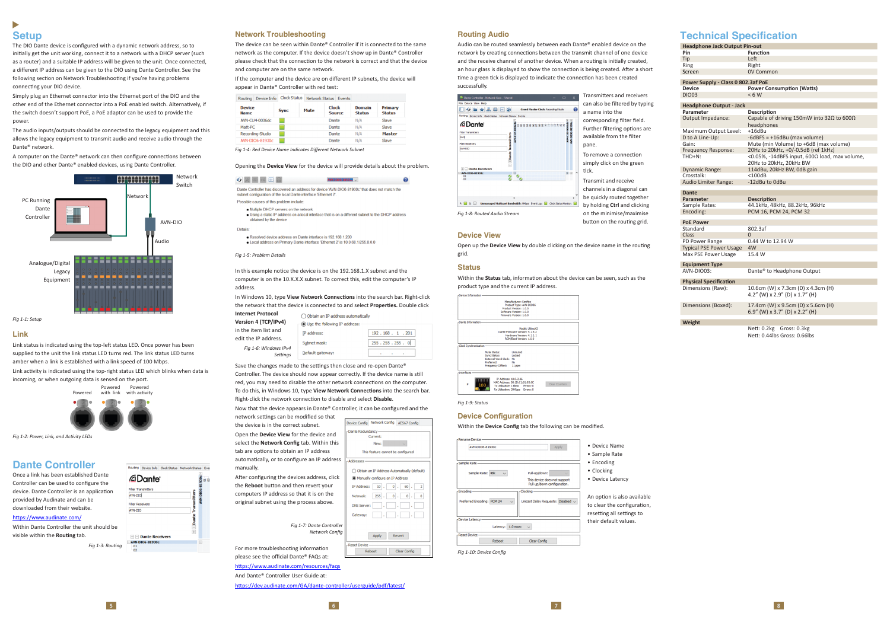# Setup

The DIO Dante device is configured with a dynamic network address, so to initially get the unit working, connect it to a network with a DHCP server (such as a router) and a suitable IP address will be given to the unit. Once connected, a different IP address can be given to the DIO using Dante Controller. See the following section on Network Troubleshooting if you're having problems connecting your DIO device.

Simply plug an Ethernet connector into the Ethernet port of the DIO and the other end of the Ethernet connector into a PoE enabled switch. Alternatively, if the switch doesn't support PoE, a PoE adaptor can be used to provide the power.

The audio inputs/outputs should be connected to the legacy equipment and this allows the legacy equipment to transmit audio and receive audio through the Dante® network.

A computer on the Dante® network can then configure connections between the DIO and other Dante® enabled devices, using Dante Controller.

Network Switch

Network

PC Running Dante Controller

AVN-DIO

Audio

Analogue/Digital Legacy Equipment

*Fig 1-1: Setup*

## Link

Link status is indicated using the top-left status LED. Once power has been supplied to the unit the link status LED turns red. The link status LED turns amber when a link is established with a link speed of 100 Mbps.

Link activity is indicated using the top-right status LED which blinks when data is incoming, or when outgoing data is sensed on the port.

Powered

Powered with link

Powered with activity

*Fig 1-2: Power, Link, and Activity LEDs*

# Dante Controller

Once a link has been established Dante Controller can be used to configure the device. Dante Controller is an application provided by Audinate and can be downloaded from their website.

https://www.audinate.com/

Within Dante Controller the unit should be visible within the **Routing** tab.

*Fig 1-3: Routing*

## Network Troubleshooting

The device can be seen within Dante® Controller if it is connected to the same network as the computer. If the device doesn't show up in Dante® Controller please check that the connection to the network is correct and that the device and computer are on the same network.

If the computer and the device are on different IP subnets, the device will appear in Dante® Controller with red text:

| Device Name | Sync | Mute | Clock Source | Domain Status | Primary Status |
|---|---|---|---|---|---|
| AVN-CU4-0006dc | | | Dante | N/A | Slave |
| Matt-PC | | | Dante | N/A | Slave |
| Recording-Studio | | | Dante | N/A | Master |
| AVN-DIO6-81930c | | | Dante | N/A | Slave |

*Fig 1-4: Red Device Name Indicates Different Network Subnet*

Opening the **Device View** for the device will provide details about the problem.

Dante Controller has discovered an address for device 'AVN-DIO6-81930c' that does not match the subnet configuration of the local Dante interface 'Ethernet 2'.

Possible causes of this problem include:

- Multiple DHCP servers on the network
- Using a static IP address on a local interface that is on a different subnet to the DHCP address obtained by the device

Details:

- Resolved device address on Dante interface is 192.168.1.200
- Local address on Primary Dante interface 'Ethernet 2' is 10.0.60.1/255.0.0.0

*Fig 1-5: Problem Details*

In this example notice the device is on the 192.168.1.X subnet and the computer is on the 10.X.X.X subnet. To correct this, edit the computer's IP address.

In Windows 10, type **View Network Connections** into the search bar. Right-click the network that the device is connected to and select **Properties.** Double click **Internet Protocol Version 4 (TCP/IPv4)** in the item list and edit the IP address.

*Fig 1-6: Windows IPv4 Settings*

Save the changes made to the settings then close and re-open Dante® Controller. The device should now appear correctly. If the device name is still red, you may need to disable the other network connections on the computer. To do this, in Windows 10, type **View Network Connections** into the search bar. Right-click the network connection to disable and select **Disable**.

Now that the device appears in Dante® Controller, it can be configured and the network settings can be modified so that the device is in the correct subnet.

Open the **Device View** for the device and select the **Network Config** tab. Within this tab are options to obtain an IP address automatically, or to configure an IP address manually.

After configuring the devices address, click the **Reboot** button and then revert your computers IP address so that it is on the original subnet using the process above.

*Fig 1-7: Dante Controller Network Config*

For more troubleshooting information please see the official Dante® FAQs at:

https://www.audinate.com/resources/faqs

And Dante® Controller User Guide at:

https://dev.audinate.com/GA/dante-controller/userguide/pdf/latest/

## Routing Audio

Audio can be routed seamlessly between each Dante® enabled device on the network by creating connections between the transmit channel of one device and the receive channel of another device. When a routing is initially created, an hour glass is displayed to show the connection is being created. After a short time a green tick is displayed to indicate the connection has been created successfully.

Transmitters and receivers can also be filtered by typing a name into the corresponding filter field. Further filtering options are available from the filter pane.

To remove a connection simply click on the green tick.

Transmit and receive channels in a diagonal can be quickly routed together by holding **Ctrl** and clicking on the minimise/maximise button on the routing grid.

*Fig 1-8: Routed Audio Stream*

## Device View

Open up the **Device View** by double clicking on the device name in the routing grid.

## Status

Within the **Status** tab, information about the device can be seen, such as the product type and the current IP address.

*Fig 1-9: Status*

## Device Configuration

Within the **Device Config** tab the following can be modified.

- Device Name
- Sample Rate
- Encoding
- Clocking
- Device Latency

An option is also available to clear the configuration, resetting all settings to their default values.

*Fig 1-10: Device Config*

# Technical Specification

| Headphone Jack Output Pin-out | |
|---|---|
| **Pin** | **Function** |
| Tip | Left |
| Ring | Right |
| Screen | 0V Common |

| Power Supply - Class 0 802.3af PoE | |
|---|---|
| **Device** | **Power Consumption (Watts)** |
| DIO03 | < 6 W |

| Headphone Output - Jack | |
|---|---|
| **Parameter** | **Description** |
| Output Impedance: | Capable of driving 150mW into 32Ω to 600Ω headphones |
| Maximum Output Level: | +16dBu |
| D to A Line-Up: | -6dBFS = +16dBu (max volume) |
| Gain: | Mute (min Volume) to +6dB (max volume) |
| Frequency Response: | 20Hz to 20kHz, +0/-0.5dB (ref 1kHz) |
| THD+N: | <0.05%, -14dBFS input, 600Ω load, max volume, 20Hz to 20kHz, 20kHz BW |
| Dynamic Range: | 114dBu, 20kHz BW, 0dB gain |
| Crosstalk: | <100dB |
| Audio Limiter Range: | -12dBu to 0dBu |

| Dante | |
|---|---|
| **Parameter** | **Description** |
| Sample Rates: | 44.1kHz, 48kHz, 88.2kHz, 96kHz |
| Encoding: | PCM 16, PCM 24, PCM 32 |

| PoE Power | |
|---|---|
| Standard | 802.3af |
| Class | 0 |
| PD Power Range | 0.44 W to 12.94 W |
| Typical PSE Power Usage | 4W |
| Max PSE Power Usage | 15.4 W |

| Equipment Type | |
|---|---|
| AVN-DIO03: | Dante® to Headphone Output |

| Physical Specification | |
|---|---|
| Dimensions (Raw): | 10.6cm (W) x 7.3cm (D) x 4.3cm (H)<br>4.2" (W) x 2.9" (D) x 1.7" (H) |
| Dimensions (Boxed): | 17.4cm (W) x 9.5cm (D) x 5.6cm (H)<br>6.9" (W) x 3.7" (D) x 2.2" (H) |

| Weight | |
|---|---|
| | Nett: 0.2kg Gross: 0.3kg |
| | Nett: 0.44lbs Gross: 0.66lbs |